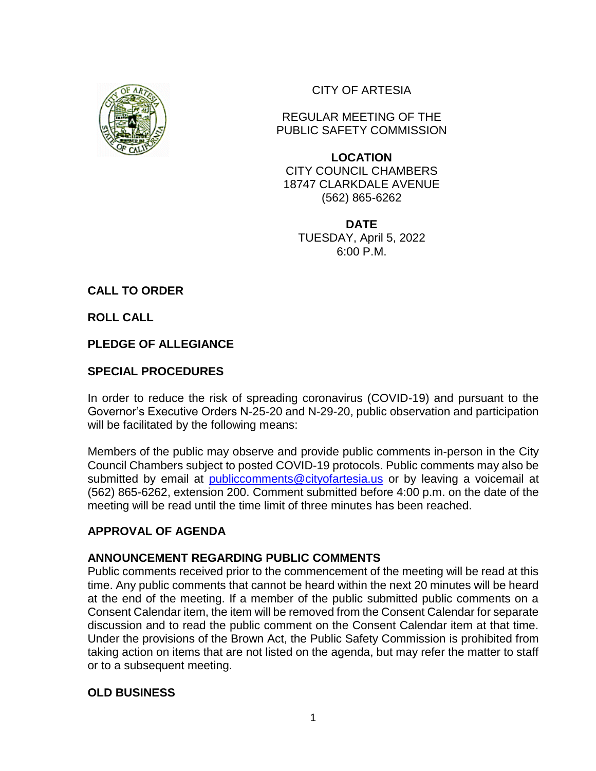CITY OF ARTESIA

REGULAR MEETING OF THE
PUBLIC SAFETY COMMISSION

**LOCATION**
CITY COUNCIL CHAMBERS
18747 CLARKDALE AVENUE
(562) 865-6262

**DATE**
TUESDAY, April 5, 2022
6:00 P.M.

**CALL TO ORDER**

**ROLL CALL**

**PLEDGE OF ALLEGIANCE**

**SPECIAL PROCEDURES**

In order to reduce the risk of spreading coronavirus (COVID-19) and pursuant to the Governor's Executive Orders N-25-20 and N-29-20, public observation and participation will be facilitated by the following means:

Members of the public may observe and provide public comments in-person in the City Council Chambers subject to posted COVID-19 protocols. Public comments may also be submitted by email at publiccomments@cityofartesia.us or by leaving a voicemail at (562) 865-6262, extension 200. Comment submitted before 4:00 p.m. on the date of the meeting will be read until the time limit of three minutes has been reached.

**APPROVAL OF AGENDA**

**ANNOUNCEMENT REGARDING PUBLIC COMMENTS**

Public comments received prior to the commencement of the meeting will be read at this time. Any public comments that cannot be heard within the next 20 minutes will be heard at the end of the meeting. If a member of the public submitted public comments on a Consent Calendar item, the item will be removed from the Consent Calendar for separate discussion and to read the public comment on the Consent Calendar item at that time. Under the provisions of the Brown Act, the Public Safety Commission is prohibited from taking action on items that are not listed on the agenda, but may refer the matter to staff or to a subsequent meeting.

**OLD BUSINESS**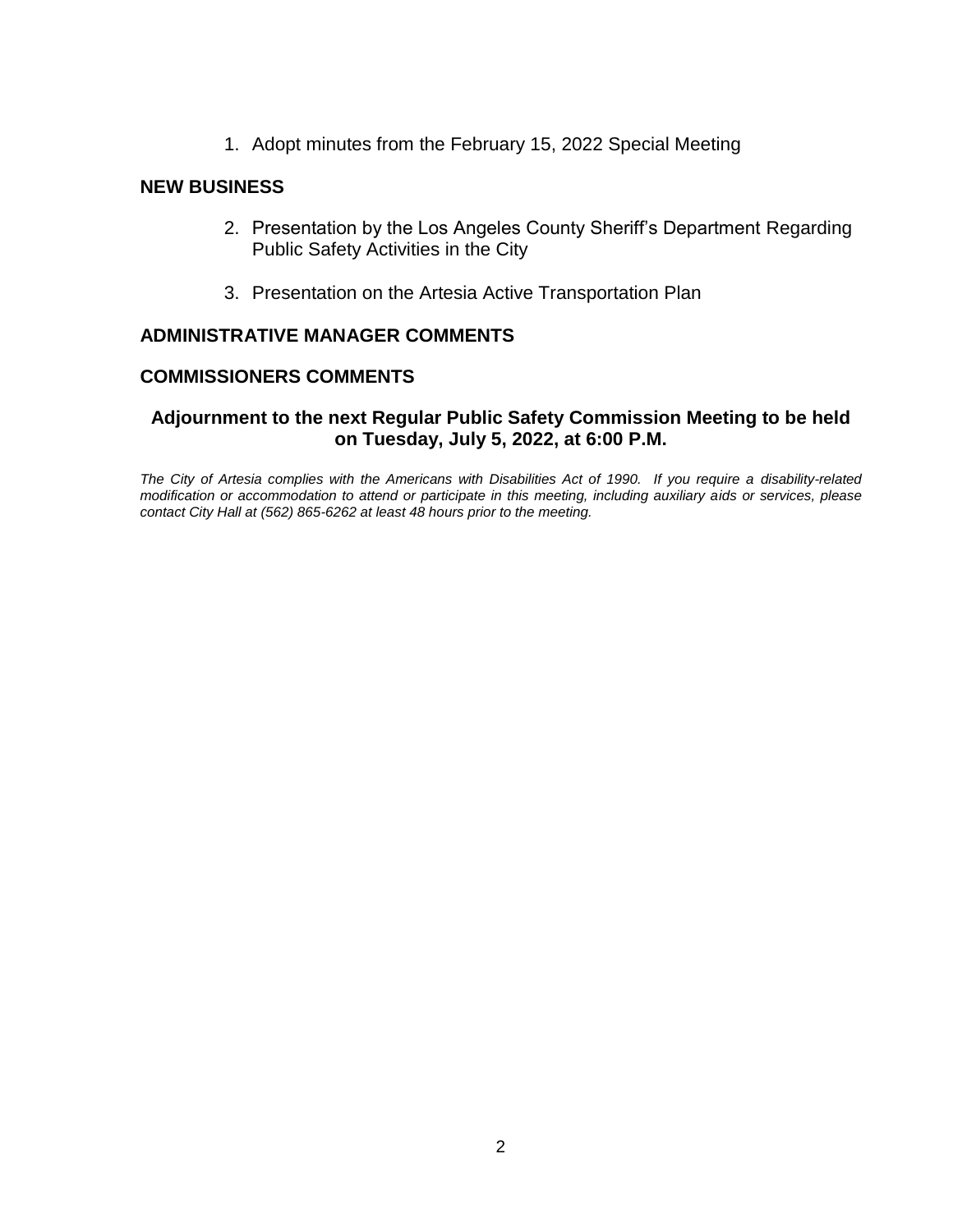1. Adopt minutes from the February 15, 2022 Special Meeting

## NEW BUSINESS

2. Presentation by the Los Angeles County Sheriff's Department Regarding Public Safety Activities in the City

3. Presentation on the Artesia Active Transportation Plan

## ADMINISTRATIVE MANAGER COMMENTS

## COMMISSIONERS COMMENTS

**Adjournment to the next Regular Public Safety Commission Meeting to be held on Tuesday, July 5, 2022, at 6:00 P.M.**

*The City of Artesia complies with the Americans with Disabilities Act of 1990. If you require a disability-related modification or accommodation to attend or participate in this meeting, including auxiliary aids or services, please contact City Hall at (562) 865-6262 at least 48 hours prior to the meeting.*